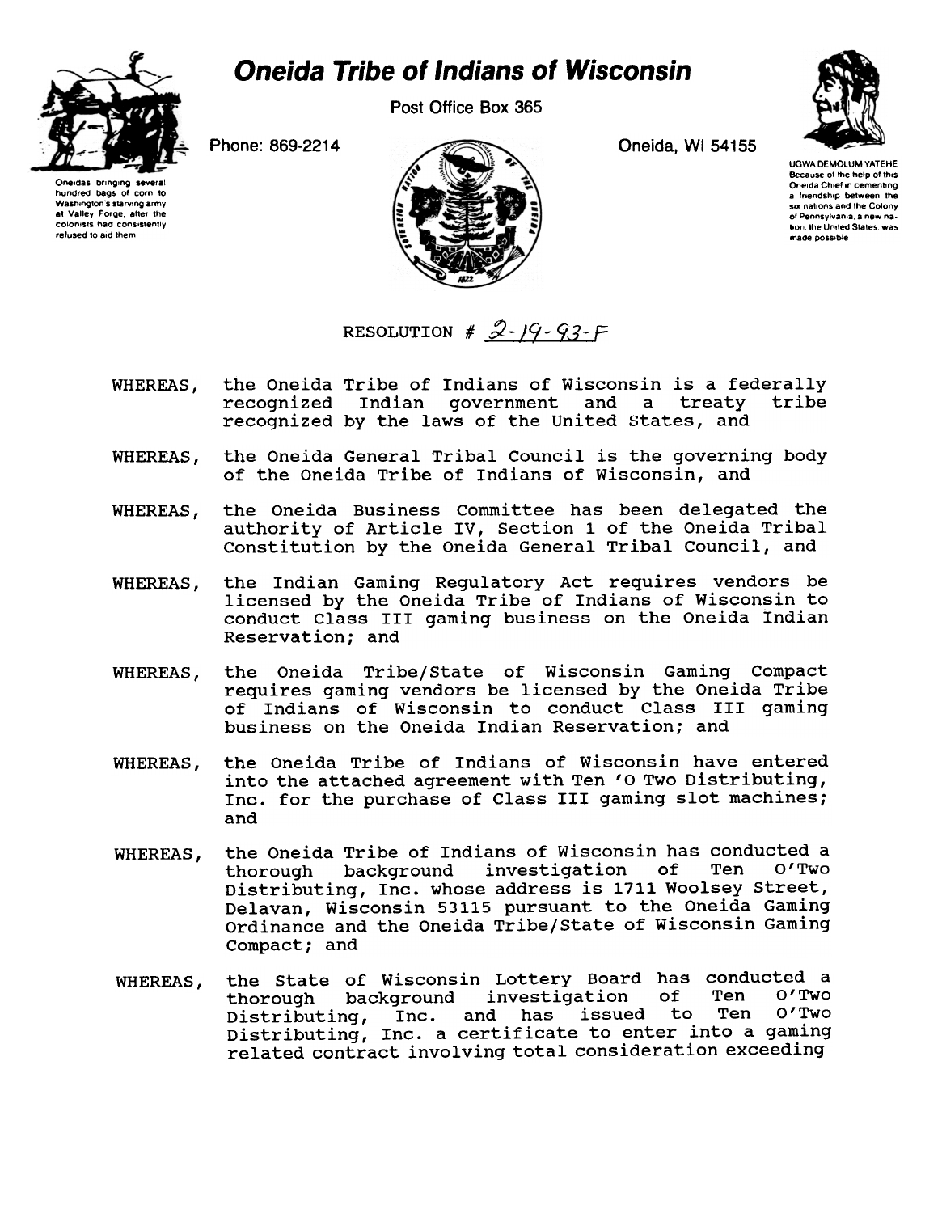# Oneida Tribe of Indians of Wisconsin

Post Office Box 365

Phone: 869-2214 Oneida, WI 54155

Oneidas bringing several hundred bags of corn to Washington's starving army at Valley Forge, after the colonists had consistently refused to aid them

UGWA DEMOLUM YATEHE
Because of the help of this Oneida Chief in cementing a friendship between the six nations and the Colony of Pennsylvania, a new nation, the United States, was made possible

RESOLUTION # 2-19-93-F

WHEREAS, the Oneida Tribe of Indians of Wisconsin is a federally recognized Indian government and a treaty tribe recognized by the laws of the United States, and

WHEREAS, the Oneida General Tribal Council is the governing body of the Oneida Tribe of Indians of Wisconsin, and

WHEREAS, the Oneida Business Committee has been delegated the authority of Article IV, Section 1 of the Oneida Tribal Constitution by the Oneida General Tribal Council, and

WHEREAS, the Indian Gaming Regulatory Act requires vendors be licensed by the Oneida Tribe of Indians of Wisconsin to conduct Class III gaming business on the Oneida Indian Reservation; and

WHEREAS, the Oneida Tribe/State of Wisconsin Gaming Compact requires gaming vendors be licensed by the Oneida Tribe of Indians of Wisconsin to conduct Class III gaming business on the Oneida Indian Reservation; and

WHEREAS, the Oneida Tribe of Indians of Wisconsin have entered into the attached agreement with Ten 'O Two Distributing, Inc. for the purchase of Class III gaming slot machines; and

WHEREAS, the Oneida Tribe of Indians of Wisconsin has conducted a thorough background investigation of Ten O'Two Distributing, Inc. whose address is 1711 Woolsey Street, Delavan, Wisconsin 53115 pursuant to the Oneida Gaming Ordinance and the Oneida Tribe/State of Wisconsin Gaming Compact; and

WHEREAS, the State of Wisconsin Lottery Board has conducted a thorough background investigation of Ten O'Two Distributing, Inc. and has issued to Ten O'Two Distributing, Inc. a certificate to enter into a gaming related contract involving total consideration exceeding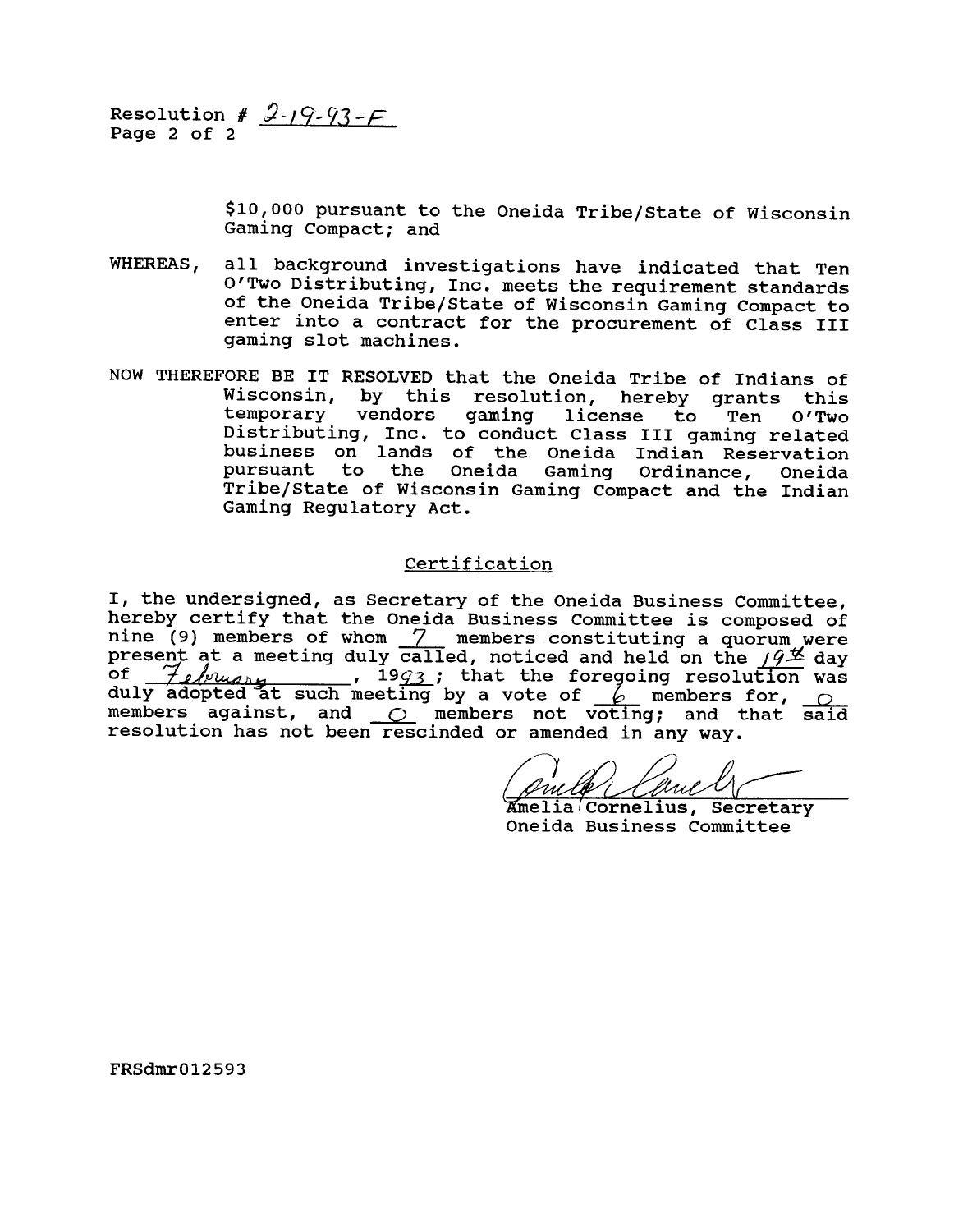Resolution # 2-19-93-F

$10,000 pursuant to the Oneida Tribe/State of Wisconsin Gaming Compact; and

WHEREAS, all background investigations have indicated that Ten O'Two Distributing, Inc. meets the requirement standards of the Oneida Tribe/State of Wisconsin Gaming Compact to enter into a contract for the procurement of Class III gaming slot machines.

NOW THEREFORE BE IT RESOLVED that the Oneida Tribe of Indians of Wisconsin, by this resolution, hereby grants this temporary vendors gaming license to Ten O'Two Distributing, Inc. to conduct Class III gaming related business on lands of the Oneida Indian Reservation pursuant to the Oneida Gaming Ordinance, Oneida Tribe/State of Wisconsin Gaming Compact and the Indian Gaming Regulatory Act.

## Certification

I, the undersigned, as Secretary of the Oneida Business Committee, hereby certify that the Oneida Business Committee is composed of nine (9) members of whom 7 members constituting a quorum were present at a meeting duly called, noticed and held on the 19th day of February, 1993; that the foregoing resolution was duly adopted at such meeting by a vote of 6 members for, 0 members against, and 0 members not voting; and that said resolution has not been rescinded or amended in any way.

Amelia Cornelius, Secretary
Oneida Business Committee

FRSdmr012593